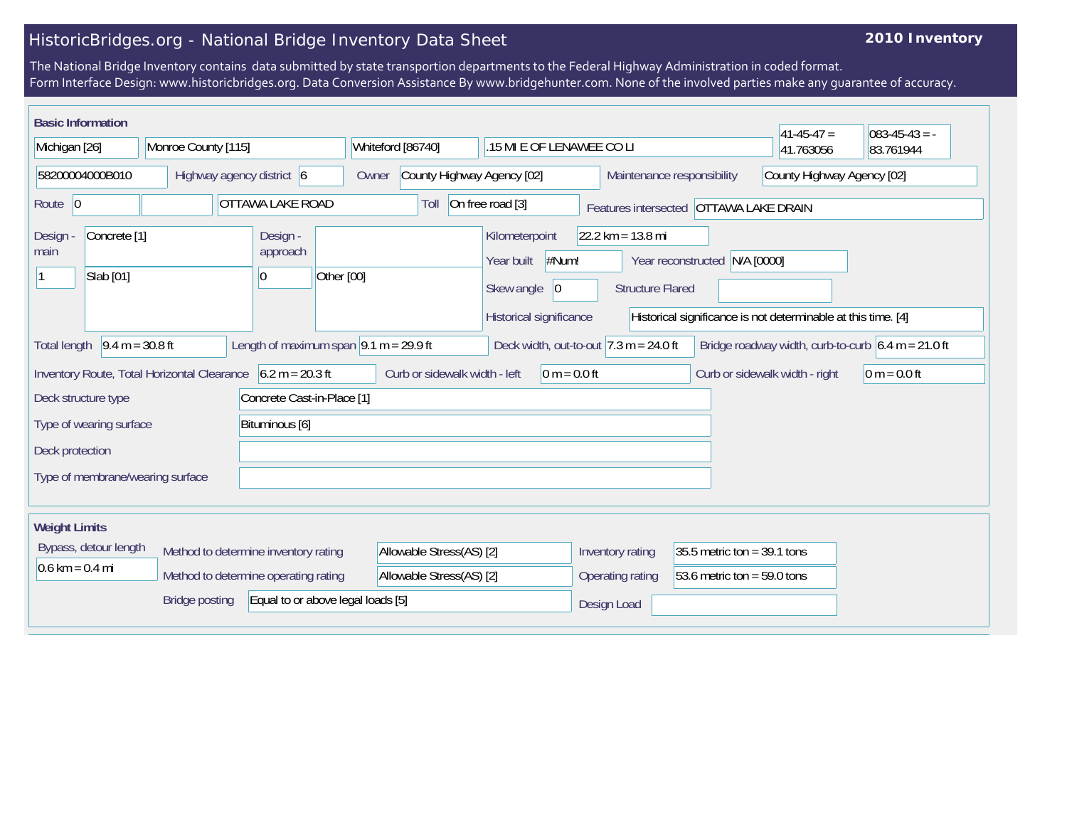# HistoricBridges.org - National Bridge Inventory Data Sheet

**2010 Inventory**

The National Bridge Inventory contains data submitted by state transportion departments to the Federal Highway Administration in coded format.
Form Interface Design: www.historicbridges.org. Data Conversion Assistance By www.bridgehunter.com. None of the involved parties make any guarantee of accuracy.

## Basic Information

| | |
|---|---|
| State | Michigan [26] |
| County | Monroe County [115] |
| Place | Whiteford [86740] |
| Location | .15 MI E OF LENAWEE CO LI |
| Latitude | 41-45-47 = 41.763056 |
| Longitude | 083-45-43 = -83.761944 |
| Structure Number | 58200004000B010 |
| Highway agency district | 6 |
| Owner | County Highway Agency [02] |
| Maintenance responsibility | County Highway Agency [02] |
| Route | 0 |
| Facility carried | OTTAWA LAKE ROAD |
| Toll | On free road [3] |
| Features intersected | OTTAWA LAKE DRAIN |
| Design - main | Concrete [1] |
| Design - main (number / type) | 1 / Slab [01] |
| Design - approach | |
| Design - approach (number / type) | 0 / Other [00] |
| Kilometerpoint | 22.2 km = 13.8 mi |
| Year built | #Num! |
| Year reconstructed | N/A [0000] |
| Skew angle | 0 |
| Structure Flared | |
| Historical significance | Historical significance is not determinable at this time. [4] |
| Total length | 9.4 m = 30.8 ft |
| Length of maximum span | 9.1 m = 29.9 ft |
| Deck width, out-to-out | 7.3 m = 24.0 ft |
| Bridge roadway width, curb-to-curb | 6.4 m = 21.0 ft |
| Inventory Route, Total Horizontal Clearance | 6.2 m = 20.3 ft |
| Curb or sidewalk width - left | 0 m = 0.0 ft |
| Curb or sidewalk width - right | 0 m = 0.0 ft |
| Deck structure type | Concrete Cast-in-Place [1] |
| Type of wearing surface | Bituminous [6] |
| Deck protection | |
| Type of membrane/wearing surface | |

## Weight Limits

| | |
|---|---|
| Bypass, detour length | 0.6 km = 0.4 mi |
| Method to determine inventory rating | Allowable Stress(AS) [2] |
| Inventory rating | 35.5 metric ton = 39.1 tons |
| Method to determine operating rating | Allowable Stress(AS) [2] |
| Operating rating | 53.6 metric ton = 59.0 tons |
| Bridge posting | Equal to or above legal loads [5] |
| Design Load | |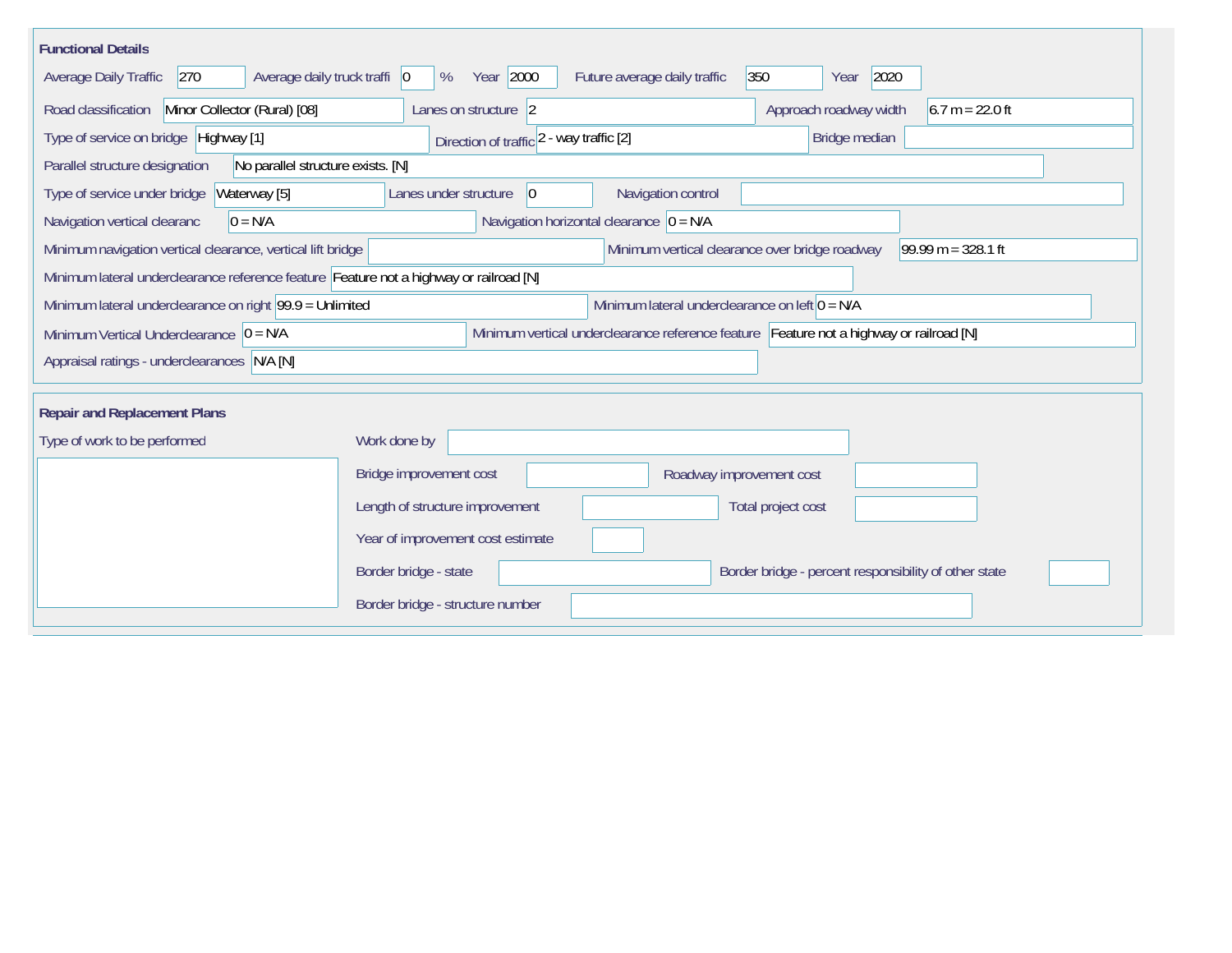## Functional Details

| Field | Value |
| --- | --- |
| Average Daily Traffic | 270 |
| Average daily truck traffi | 0 % |
| Year | 2000 |
| Future average daily traffic | 350 |
| Year | 2020 |
| Road classification | Minor Collector (Rural) [08] |
| Lanes on structure | 2 |
| Approach roadway width | 6.7 m = 22.0 ft |
| Type of service on bridge | Highway [1] |
| Direction of traffic | 2 - way traffic [2] |
| Bridge median | |
| Parallel structure designation | No parallel structure exists. [N] |
| Type of service under bridge | Waterway [5] |
| Lanes under structure | 0 |
| Navigation control | |
| Navigation vertical clearanc | 0 = N/A |
| Navigation horizontal clearance | 0 = N/A |
| Minimum navigation vertical clearance, vertical lift bridge | |
| Minimum vertical clearance over bridge roadway | 99.99 m = 328.1 ft |
| Minimum lateral underclearance reference feature | Feature not a highway or railroad [N] |
| Minimum lateral underclearance on right | 99.9 = Unlimited |
| Minimum lateral underclearance on left | 0 = N/A |
| Minimum Vertical Underclearance | 0 = N/A |
| Minimum vertical underclearance reference feature | Feature not a highway or railroad [N] |
| Appraisal ratings - underclearances | N/A [N] |

## Repair and Replacement Plans

| Field | Value |
| --- | --- |
| Type of work to be performed | |
| Work done by | |
| Bridge improvement cost | |
| Roadway improvement cost | |
| Length of structure improvement | |
| Total project cost | |
| Year of improvement cost estimate | |
| Border bridge - state | |
| Border bridge - percent responsibility of other state | |
| Border bridge - structure number | |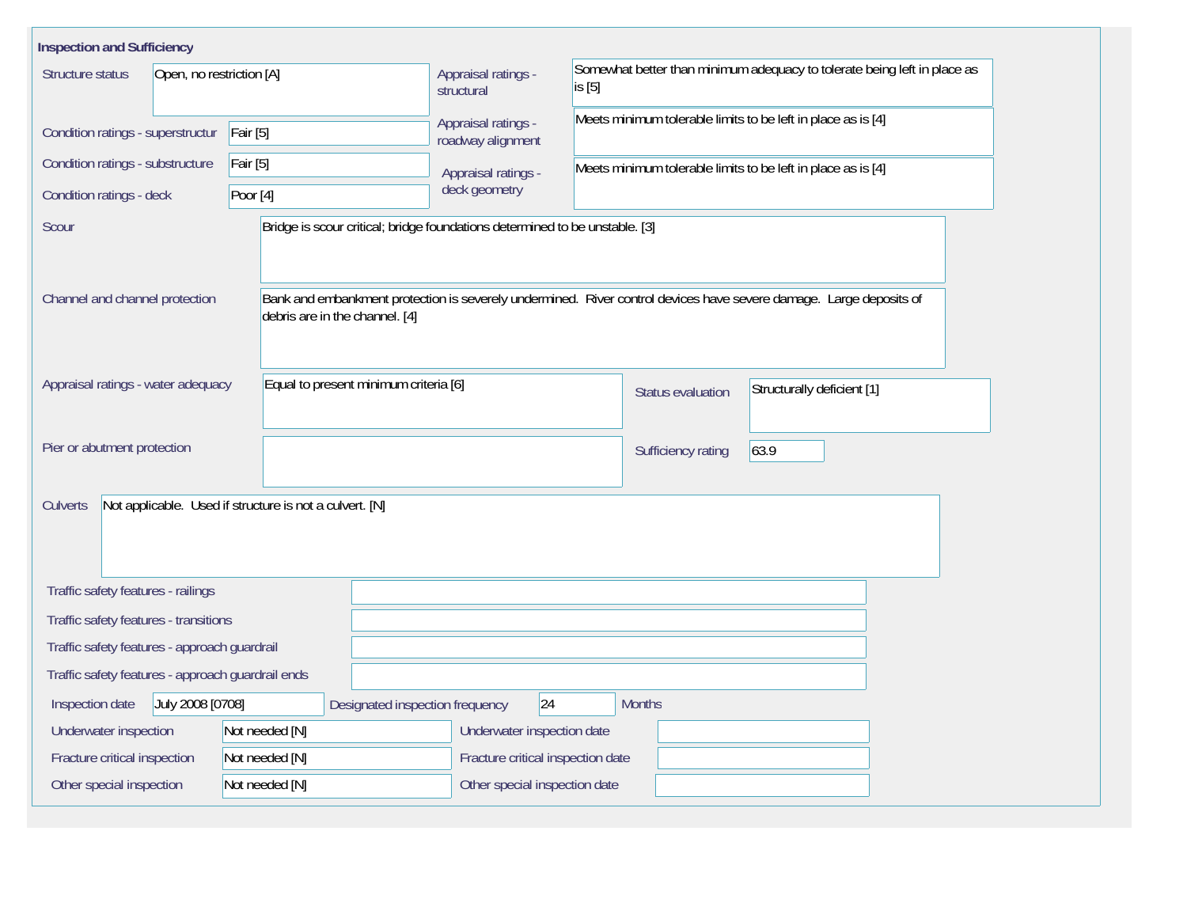## Inspection and Sufficiency

| | |
|---|---|
| Structure status | Open, no restriction [A] |
| Appraisal ratings - structural | Somewhat better than minimum adequacy to tolerate being left in place as is [5] |
| Condition ratings - superstructur | Fair [5] |
| Appraisal ratings - roadway alignment | Meets minimum tolerable limits to be left in place as is [4] |
| Condition ratings - substructure | Fair [5] |
| Appraisal ratings - deck geometry | Meets minimum tolerable limits to be left in place as is [4] |
| Condition ratings - deck | Poor [4] |
| Scour | Bridge is scour critical; bridge foundations determined to be unstable. [3] |
| Channel and channel protection | Bank and embankment protection is severely undermined. River control devices have severe damage. Large deposits of debris are in the channel. [4] |
| Appraisal ratings - water adequacy | Equal to present minimum criteria [6] |
| Status evaluation | Structurally deficient [1] |
| Pier or abutment protection | |
| Sufficiency rating | 63.9 |
| Culverts | Not applicable. Used if structure is not a culvert. [N] |
| Traffic safety features - railings | |
| Traffic safety features - transitions | |
| Traffic safety features - approach guardrail | |
| Traffic safety features - approach guardrail ends | |
| Inspection date | July 2008 [0708] |
| Designated inspection frequency | 24 Months |
| Underwater inspection | Not needed [N] |
| Underwater inspection date | |
| Fracture critical inspection | Not needed [N] |
| Fracture critical inspection date | |
| Other special inspection | Not needed [N] |
| Other special inspection date | |